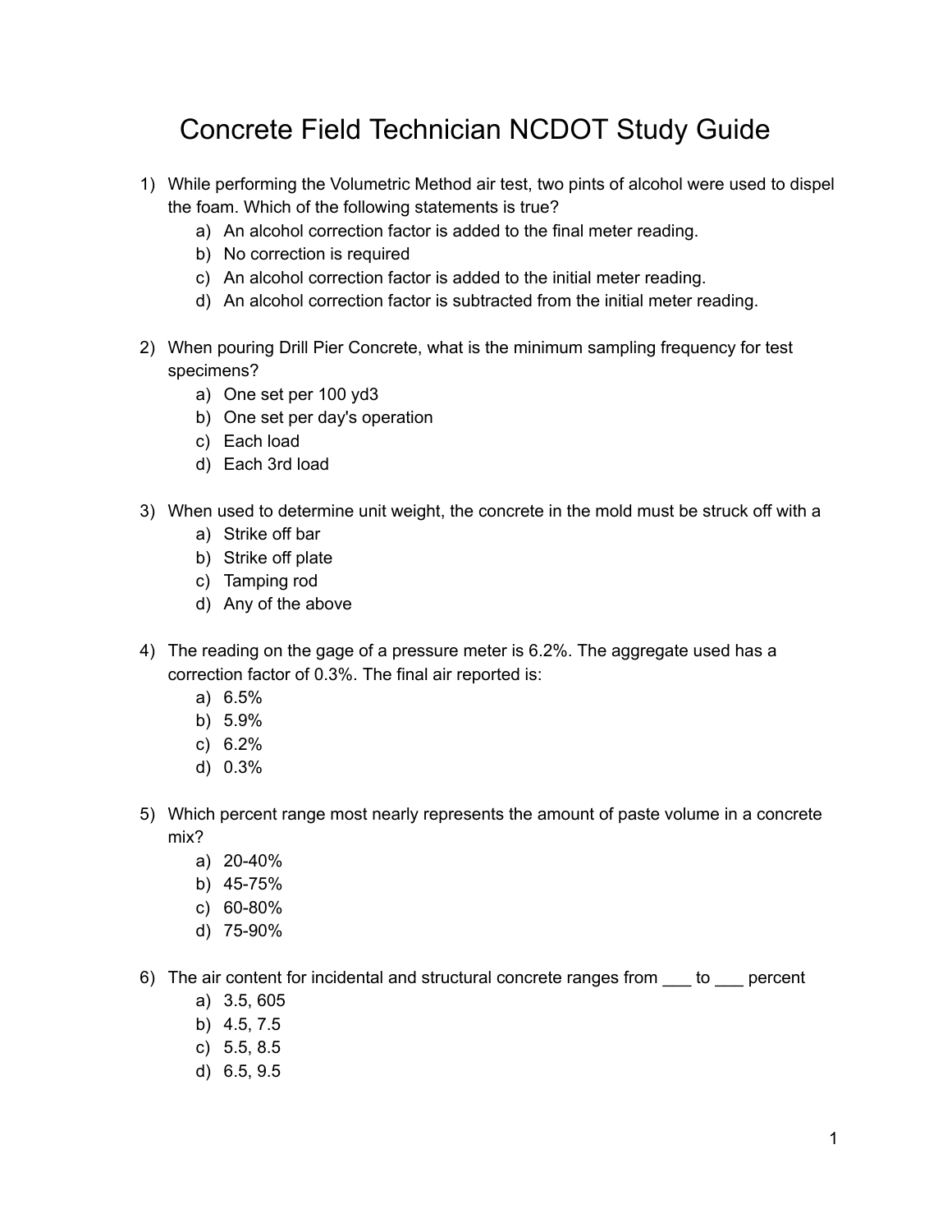# Concrete Field Technician NCDOT Study Guide

1) While performing the Volumetric Method air test, two pints of alcohol were used to dispel the foam. Which of the following statements is true?
   a) An alcohol correction factor is added to the final meter reading.
   b) No correction is required
   c) An alcohol correction factor is added to the initial meter reading.
   d) An alcohol correction factor is subtracted from the initial meter reading.

2) When pouring Drill Pier Concrete, what is the minimum sampling frequency for test specimens?
   a) One set per 100 yd3
   b) One set per day's operation
   c) Each load
   d) Each 3rd load

3) When used to determine unit weight, the concrete in the mold must be struck off with a
   a) Strike off bar
   b) Strike off plate
   c) Tamping rod
   d) Any of the above

4) The reading on the gage of a pressure meter is 6.2%. The aggregate used has a correction factor of 0.3%. The final air reported is:
   a) 6.5%
   b) 5.9%
   c) 6.2%
   d) 0.3%

5) Which percent range most nearly represents the amount of paste volume in a concrete mix?
   a) 20-40%
   b) 45-75%
   c) 60-80%
   d) 75-90%

6) The air content for incidental and structural concrete ranges from ___ to ___ percent
   a) 3.5, 605
   b) 4.5, 7.5
   c) 5.5, 8.5
   d) 6.5, 9.5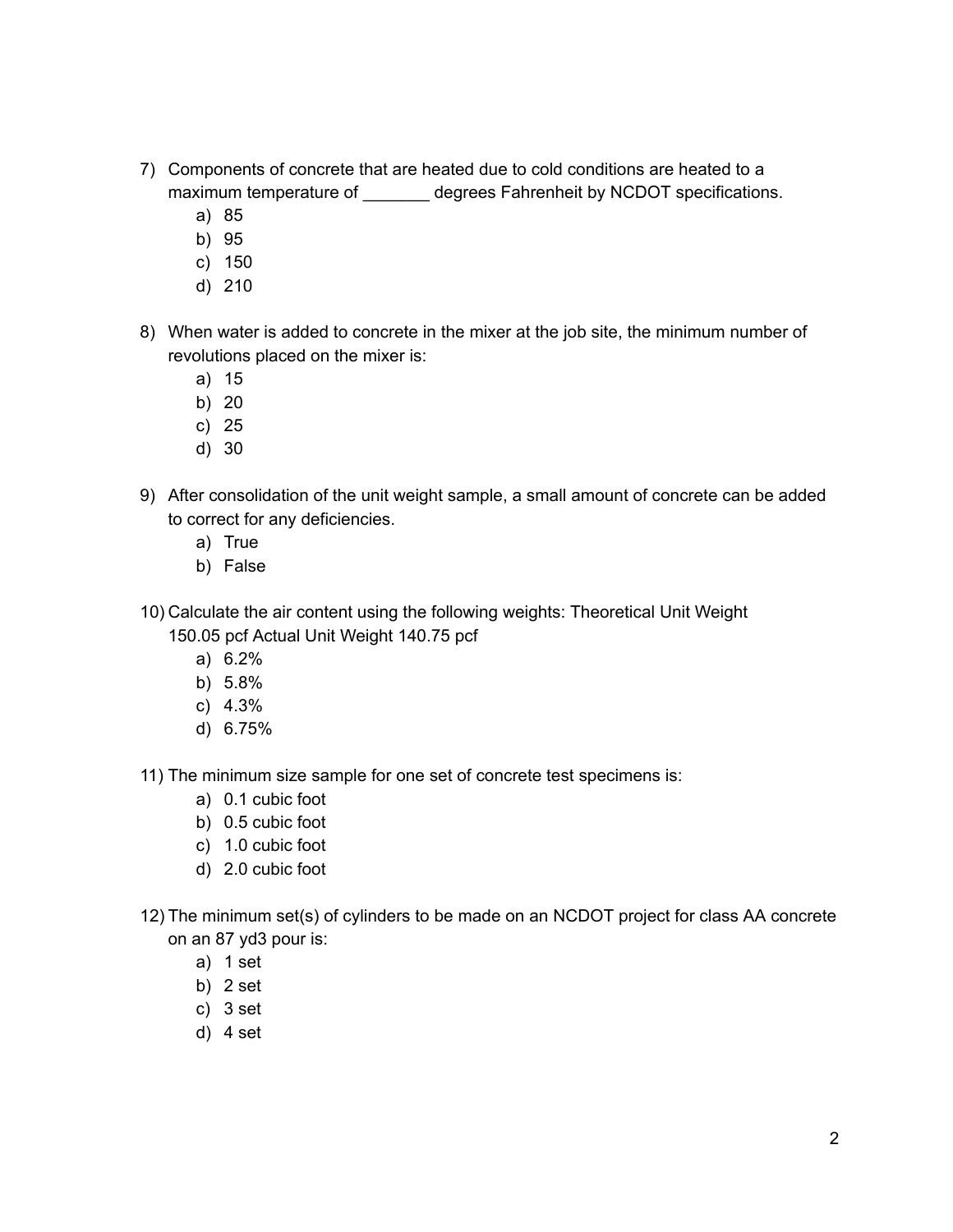7) Components of concrete that are heated due to cold conditions are heated to a maximum temperature of _______ degrees Fahrenheit by NCDOT specifications.
   a) 85
   b) 95
   c) 150
   d) 210

8) When water is added to concrete in the mixer at the job site, the minimum number of revolutions placed on the mixer is:
   a) 15
   b) 20
   c) 25
   d) 30

9) After consolidation of the unit weight sample, a small amount of concrete can be added to correct for any deficiencies.
   a) True
   b) False

10) Calculate the air content using the following weights: Theoretical Unit Weight 150.05 pcf Actual Unit Weight 140.75 pcf
   a) 6.2%
   b) 5.8%
   c) 4.3%
   d) 6.75%

11) The minimum size sample for one set of concrete test specimens is:
   a) 0.1 cubic foot
   b) 0.5 cubic foot
   c) 1.0 cubic foot
   d) 2.0 cubic foot

12) The minimum set(s) of cylinders to be made on an NCDOT project for class AA concrete on an 87 yd3 pour is:
   a) 1 set
   b) 2 set
   c) 3 set
   d) 4 set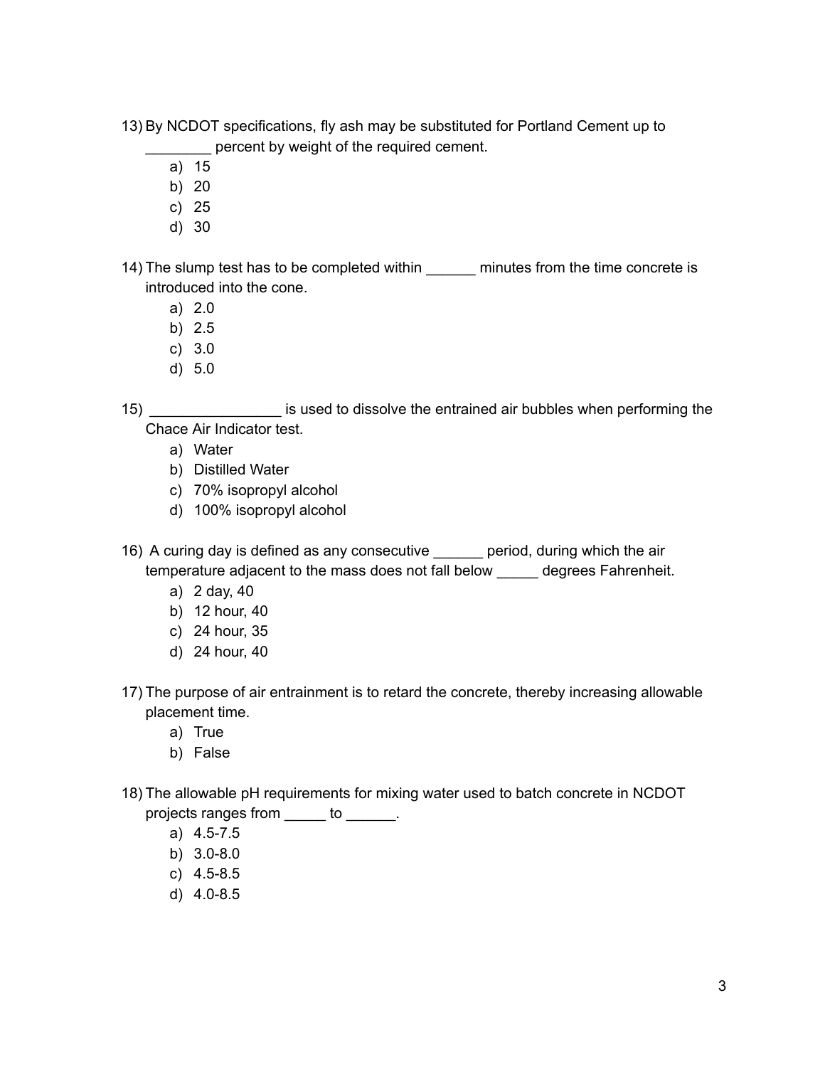13) By NCDOT specifications, fly ash may be substituted for Portland Cement up to ________ percent by weight of the required cement.

  a) 15
  b) 20
  c) 25
  d) 30

14) The slump test has to be completed within ______ minutes from the time concrete is introduced into the cone.

  a) 2.0
  b) 2.5
  c) 3.0
  d) 5.0

15) ________________ is used to dissolve the entrained air bubbles when performing the Chace Air Indicator test.

  a) Water
  b) Distilled Water
  c) 70% isopropyl alcohol
  d) 100% isopropyl alcohol

16) A curing day is defined as any consecutive ______ period, during which the air temperature adjacent to the mass does not fall below _____ degrees Fahrenheit.

  a) 2 day, 40
  b) 12 hour, 40
  c) 24 hour, 35
  d) 24 hour, 40

17) The purpose of air entrainment is to retard the concrete, thereby increasing allowable placement time.

  a) True
  b) False

18) The allowable pH requirements for mixing water used to batch concrete in NCDOT projects ranges from _____ to ______.

  a) 4.5-7.5
  b) 3.0-8.0
  c) 4.5-8.5
  d) 4.0-8.5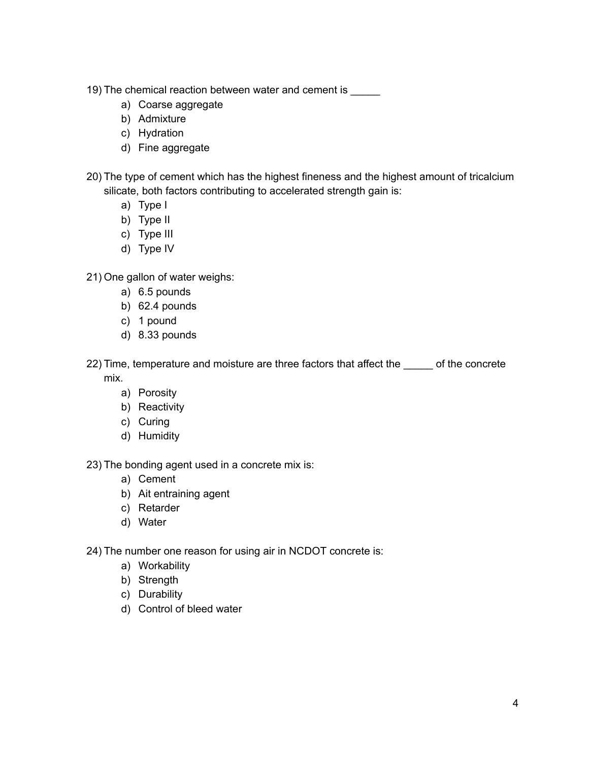19) The chemical reaction between water and cement is _____
    a) Coarse aggregate
    b) Admixture
    c) Hydration
    d) Fine aggregate

20) The type of cement which has the highest fineness and the highest amount of tricalcium silicate, both factors contributing to accelerated strength gain is:
    a) Type I
    b) Type II
    c) Type III
    d) Type IV

21) One gallon of water weighs:
    a) 6.5 pounds
    b) 62.4 pounds
    c) 1 pound
    d) 8.33 pounds

22) Time, temperature and moisture are three factors that affect the _____ of the concrete mix.
    a) Porosity
    b) Reactivity
    c) Curing
    d) Humidity

23) The bonding agent used in a concrete mix is:
    a) Cement
    b) Ait entraining agent
    c) Retarder
    d) Water

24) The number one reason for using air in NCDOT concrete is:
    a) Workability
    b) Strength
    c) Durability
    d) Control of bleed water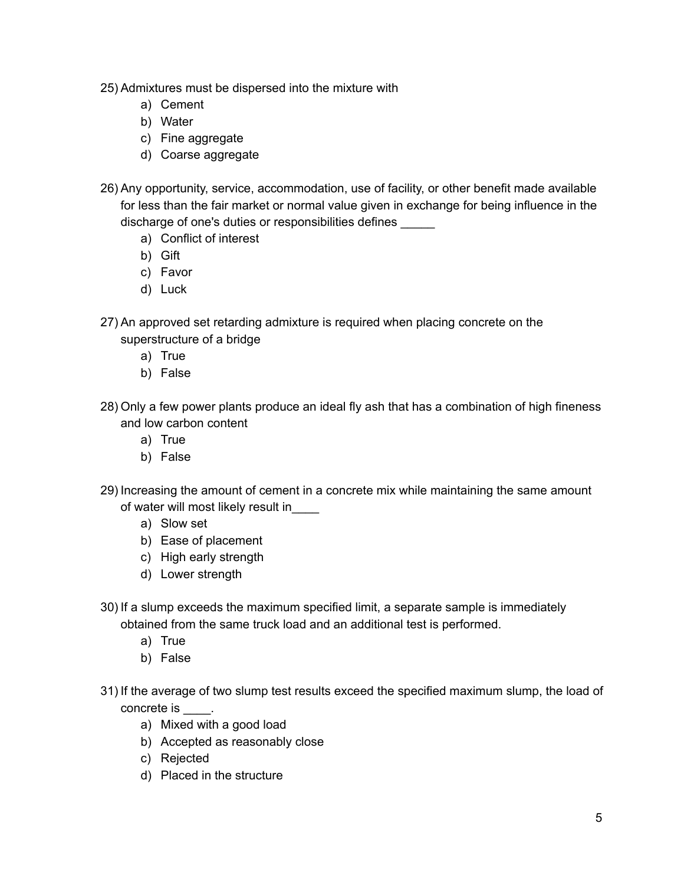25) Admixtures must be dispersed into the mixture with
    a) Cement
    b) Water
    c) Fine aggregate
    d) Coarse aggregate

26) Any opportunity, service, accommodation, use of facility, or other benefit made available for less than the fair market or normal value given in exchange for being influence in the discharge of one's duties or responsibilities defines _____
    a) Conflict of interest
    b) Gift
    c) Favor
    d) Luck

27) An approved set retarding admixture is required when placing concrete on the superstructure of a bridge
    a) True
    b) False

28) Only a few power plants produce an ideal fly ash that has a combination of high fineness and low carbon content
    a) True
    b) False

29) Increasing the amount of cement in a concrete mix while maintaining the same amount of water will most likely result in____
    a) Slow set
    b) Ease of placement
    c) High early strength
    d) Lower strength

30) If a slump exceeds the maximum specified limit, a separate sample is immediately obtained from the same truck load and an additional test is performed.
    a) True
    b) False

31) If the average of two slump test results exceed the specified maximum slump, the load of concrete is ____.
    a) Mixed with a good load
    b) Accepted as reasonably close
    c) Rejected
    d) Placed in the structure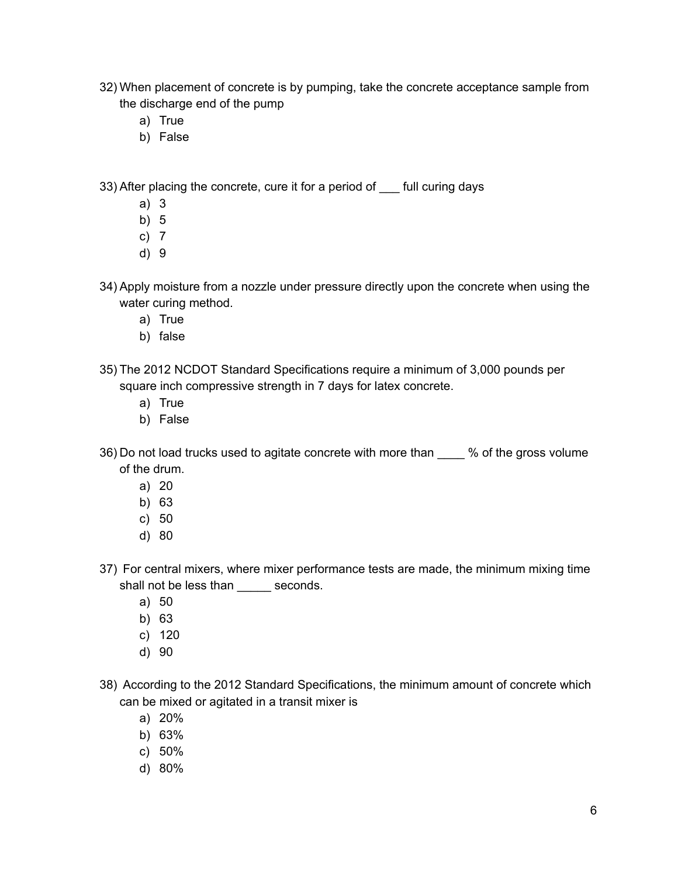32) When placement of concrete is by pumping, take the concrete acceptance sample from the discharge end of the pump

   a) True
   b) False

33) After placing the concrete, cure it for a period of ___ full curing days

   a) 3
   b) 5
   c) 7
   d) 9

34) Apply moisture from a nozzle under pressure directly upon the concrete when using the water curing method.

   a) True
   b) false

35) The 2012 NCDOT Standard Specifications require a minimum of 3,000 pounds per square inch compressive strength in 7 days for latex concrete.

   a) True
   b) False

36) Do not load trucks used to agitate concrete with more than ____ % of the gross volume of the drum.

   a) 20
   b) 63
   c) 50
   d) 80

37) For central mixers, where mixer performance tests are made, the minimum mixing time shall not be less than _____ seconds.

   a) 50
   b) 63
   c) 120
   d) 90

38) According to the 2012 Standard Specifications, the minimum amount of concrete which can be mixed or agitated in a transit mixer is

   a) 20%
   b) 63%
   c) 50%
   d) 80%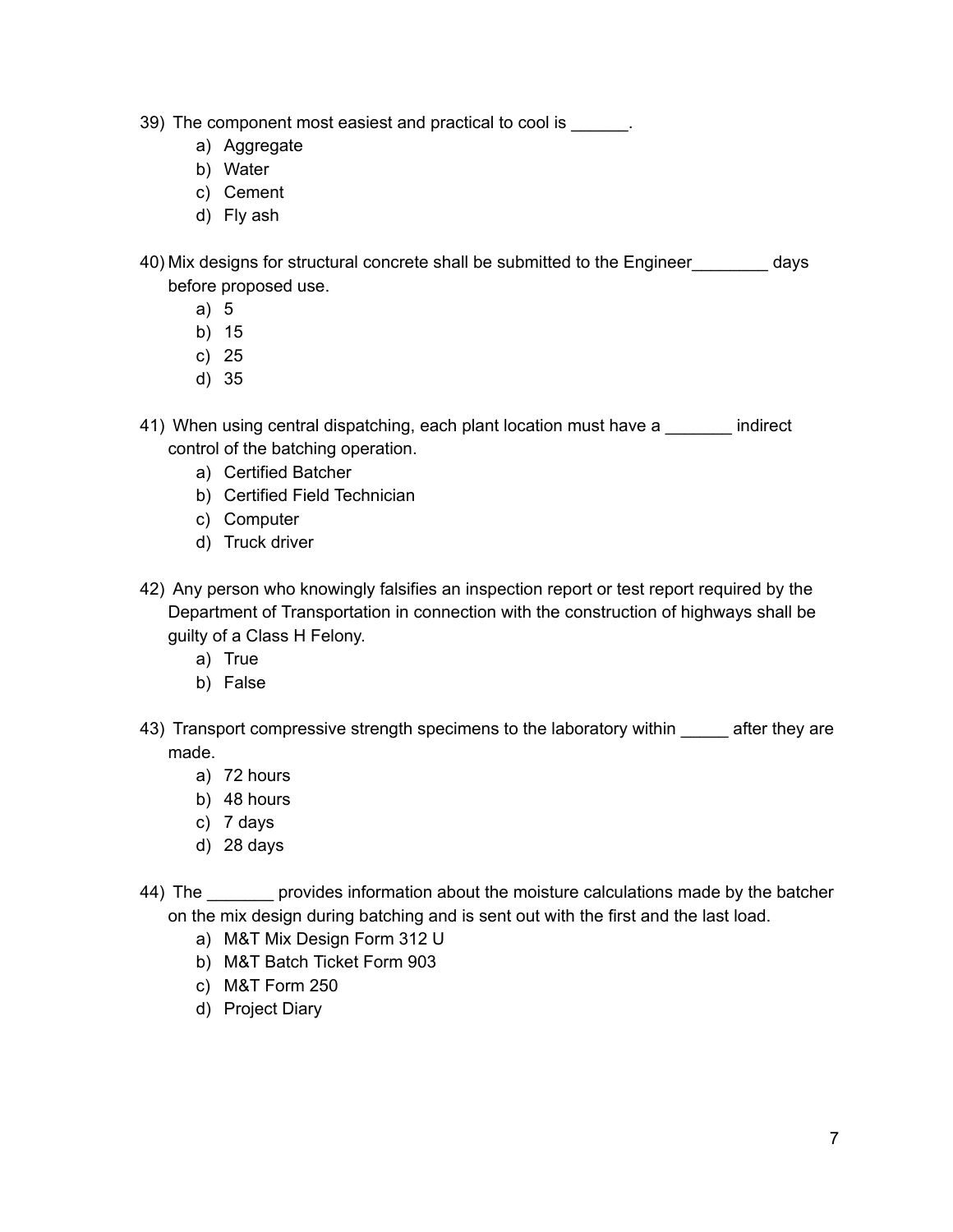39) The component most easiest and practical to cool is ______.

a) Aggregate
b) Water
c) Cement
d) Fly ash

40) Mix designs for structural concrete shall be submitted to the Engineer________ days before proposed use.

a) 5
b) 15
c) 25
d) 35

41) When using central dispatching, each plant location must have a _______ indirect control of the batching operation.

a) Certified Batcher
b) Certified Field Technician
c) Computer
d) Truck driver

42) Any person who knowingly falsifies an inspection report or test report required by the Department of Transportation in connection with the construction of highways shall be guilty of a Class H Felony.

a) True
b) False

43) Transport compressive strength specimens to the laboratory within _____ after they are made.

a) 72 hours
b) 48 hours
c) 7 days
d) 28 days

44) The _______ provides information about the moisture calculations made by the batcher on the mix design during batching and is sent out with the first and the last load.

a) M&T Mix Design Form 312 U
b) M&T Batch Ticket Form 903
c) M&T Form 250
d) Project Diary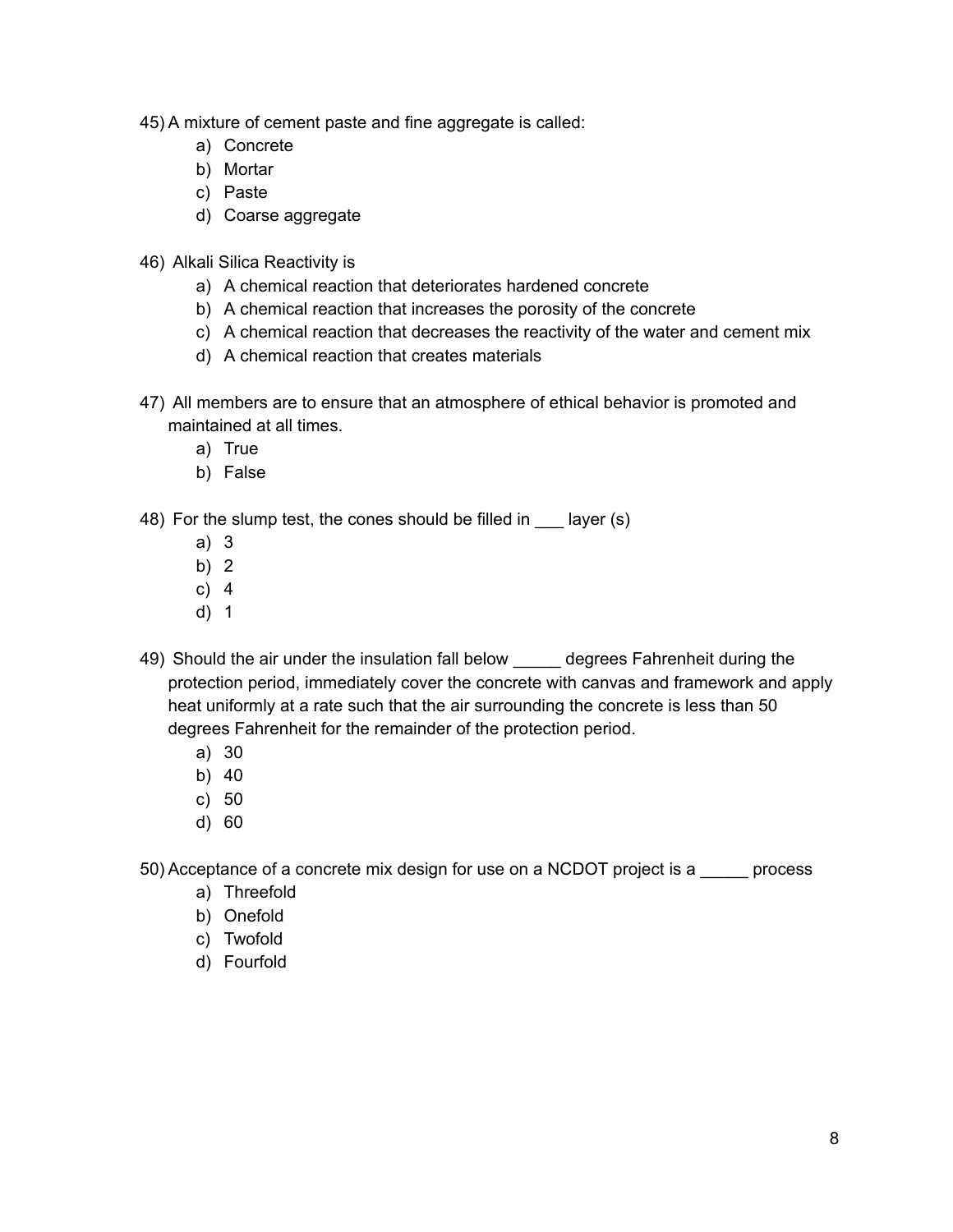45) A mixture of cement paste and fine aggregate is called:
   a) Concrete
   b) Mortar
   c) Paste
   d) Coarse aggregate

46) Alkali Silica Reactivity is
   a) A chemical reaction that deteriorates hardened concrete
   b) A chemical reaction that increases the porosity of the concrete
   c) A chemical reaction that decreases the reactivity of the water and cement mix
   d) A chemical reaction that creates materials

47) All members are to ensure that an atmosphere of ethical behavior is promoted and maintained at all times.
   a) True
   b) False

48) For the slump test, the cones should be filled in ___ layer (s)
   a) 3
   b) 2
   c) 4
   d) 1

49) Should the air under the insulation fall below _____ degrees Fahrenheit during the protection period, immediately cover the concrete with canvas and framework and apply heat uniformly at a rate such that the air surrounding the concrete is less than 50 degrees Fahrenheit for the remainder of the protection period.
   a) 30
   b) 40
   c) 50
   d) 60

50) Acceptance of a concrete mix design for use on a NCDOT project is a _____ process
   a) Threefold
   b) Onefold
   c) Twofold
   d) Fourfold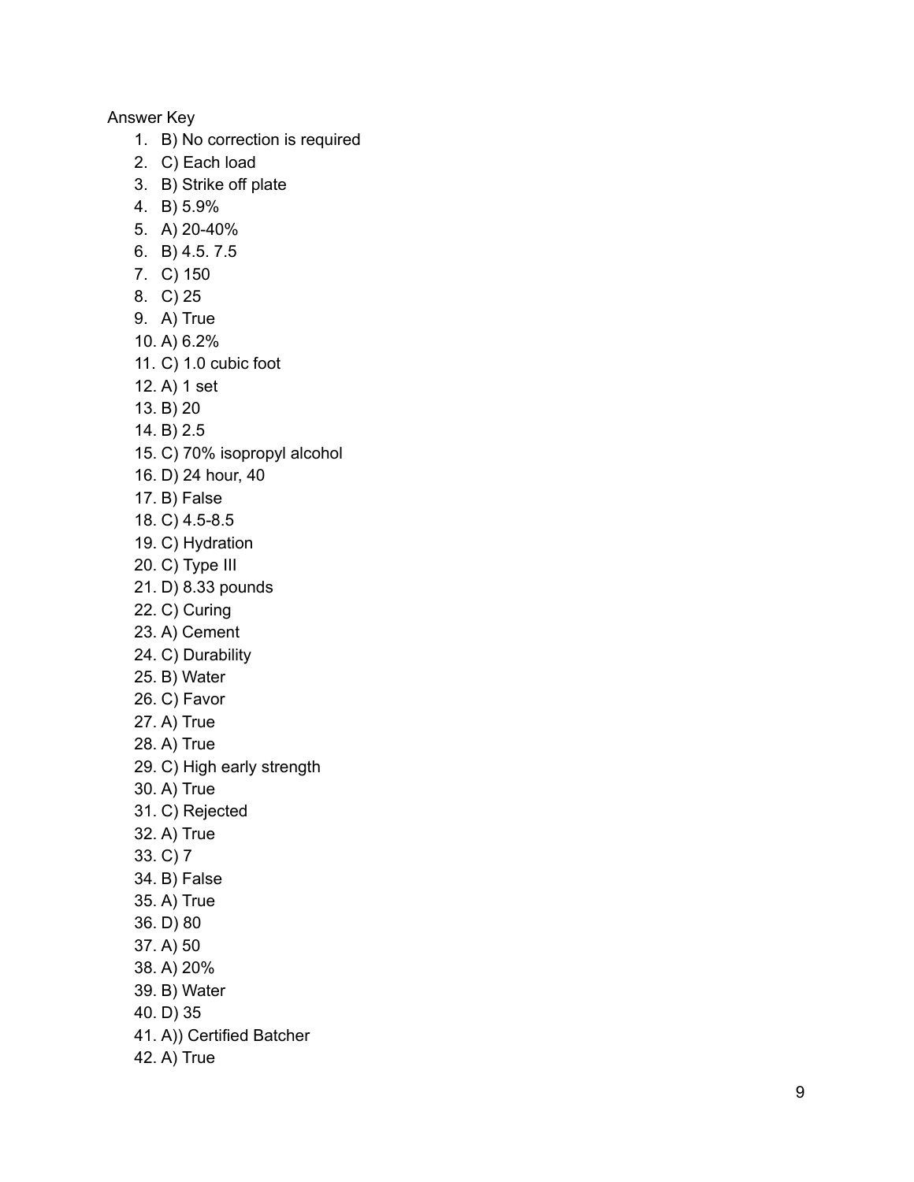Answer Key

1. B) No correction is required
2. C) Each load
3. B) Strike off plate
4. B) 5.9%
5. A) 20-40%
6. B) 4.5. 7.5
7. C) 150
8. C) 25
9. A) True
10. A) 6.2%
11. C) 1.0 cubic foot
12. A) 1 set
13. B) 20
14. B) 2.5
15. C) 70% isopropyl alcohol
16. D) 24 hour, 40
17. B) False
18. C) 4.5-8.5
19. C) Hydration
20. C) Type III
21. D) 8.33 pounds
22. C) Curing
23. A) Cement
24. C) Durability
25. B) Water
26. C) Favor
27. A) True
28. A) True
29. C) High early strength
30. A) True
31. C) Rejected
32. A) True
33. C) 7
34. B) False
35. A) True
36. D) 80
37. A) 50
38. A) 20%
39. B) Water
40. D) 35
41. A)) Certified Batcher
42. A) True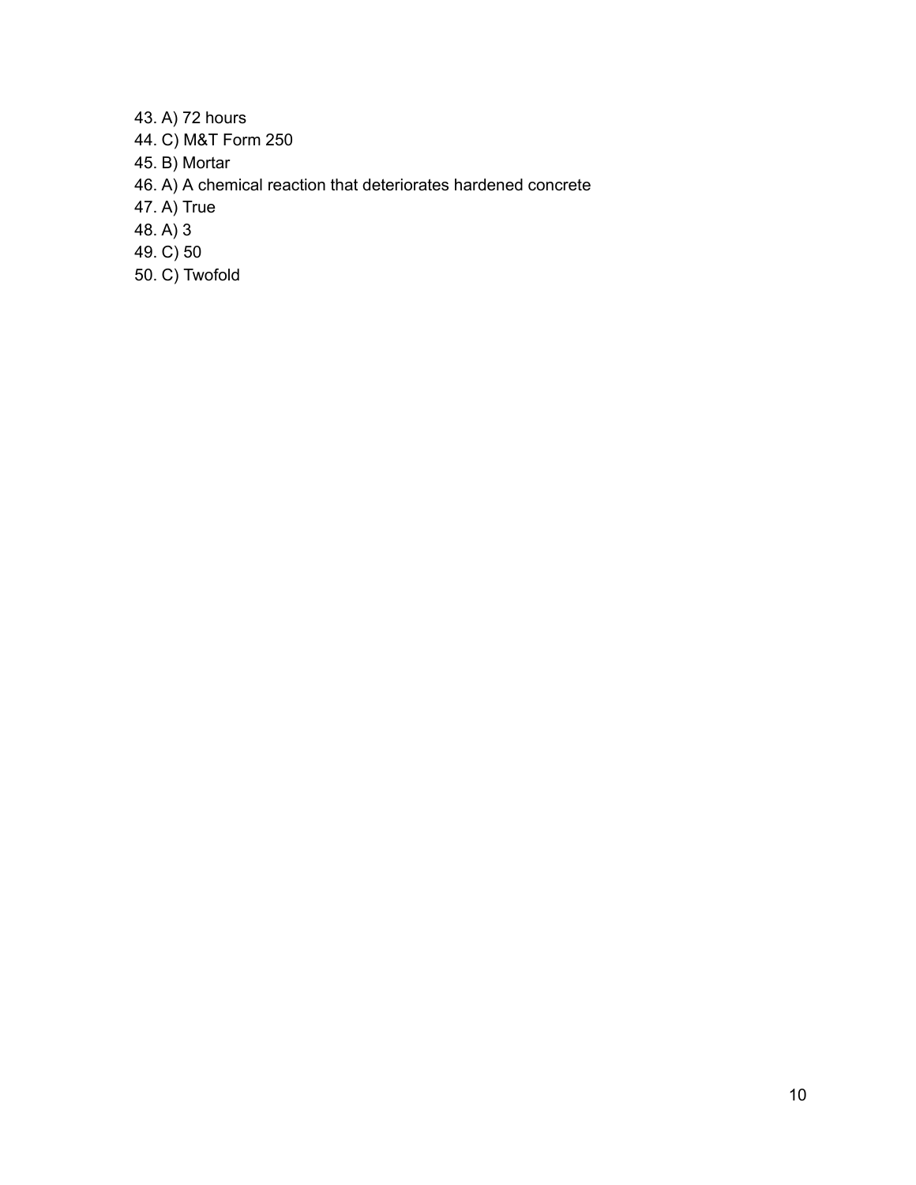43. A) 72 hours
44. C) M&T Form 250
45. B) Mortar
46. A) A chemical reaction that deteriorates hardened concrete
47. A) True
48. A) 3
49. C) 50
50. C) Twofold